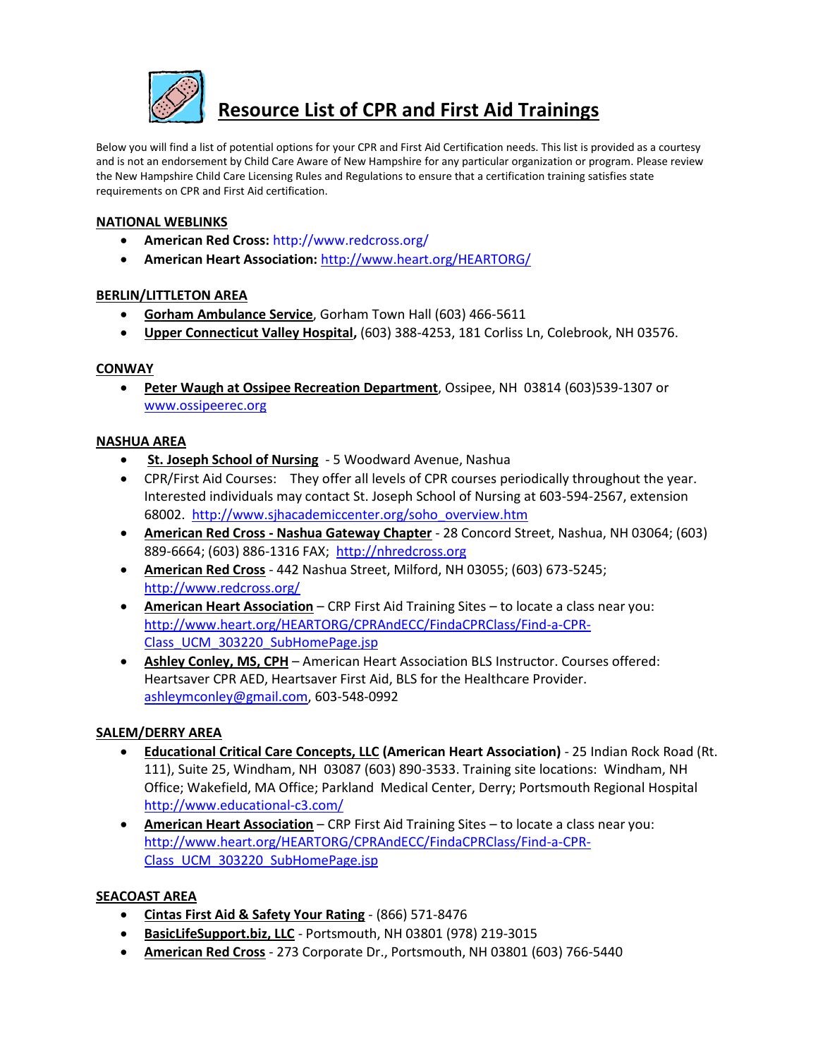# Resource List of CPR and First Aid Trainings

Below you will find a list of potential options for your CPR and First Aid Certification needs. This list is provided as a courtesy and is not an endorsement by Child Care Aware of New Hampshire for any particular organization or program. Please review the New Hampshire Child Care Licensing Rules and Regulations to ensure that a certification training satisfies state requirements on CPR and First Aid certification.

## NATIONAL WEBLINKS

- **American Red Cross:** http://www.redcross.org/
- **American Heart Association:** http://www.heart.org/HEARTORG/

## BERLIN/LITTLETON AREA

- **Gorham Ambulance Service**, Gorham Town Hall (603) 466-5611
- **Upper Connecticut Valley Hospital,** (603) 388-4253, 181 Corliss Ln, Colebrook, NH 03576.

## CONWAY

- **Peter Waugh at Ossipee Recreation Department**, Ossipee, NH 03814 (603)539-1307 or www.ossipeerec.org

## NASHUA AREA

- **St. Joseph School of Nursing** - 5 Woodward Avenue, Nashua
- CPR/First Aid Courses: They offer all levels of CPR courses periodically throughout the year. Interested individuals may contact St. Joseph School of Nursing at 603-594-2567, extension 68002. http://www.sjhacademiccenter.org/soho_overview.htm
- **American Red Cross - Nashua Gateway Chapter** - 28 Concord Street, Nashua, NH 03064; (603) 889-6664; (603) 886-1316 FAX; http://nhredcross.org
- **American Red Cross** - 442 Nashua Street, Milford, NH 03055; (603) 673-5245; http://www.redcross.org/
- **American Heart Association** – CRP First Aid Training Sites – to locate a class near you: http://www.heart.org/HEARTORG/CPRAndECC/FindaCPRClass/Find-a-CPR-Class_UCM_303220_SubHomePage.jsp
- **Ashley Conley, MS, CPH** – American Heart Association BLS Instructor. Courses offered: Heartsaver CPR AED, Heartsaver First Aid, BLS for the Healthcare Provider. ashleymconley@gmail.com, 603-548-0992

## SALEM/DERRY AREA

- **Educational Critical Care Concepts, LLC (American Heart Association)** - 25 Indian Rock Road (Rt. 111), Suite 25, Windham, NH 03087 (603) 890-3533. Training site locations: Windham, NH Office; Wakefield, MA Office; Parkland Medical Center, Derry; Portsmouth Regional Hospital http://www.educational-c3.com/
- **American Heart Association** – CRP First Aid Training Sites – to locate a class near you: http://www.heart.org/HEARTORG/CPRAndECC/FindaCPRClass/Find-a-CPR-Class_UCM_303220_SubHomePage.jsp

## SEACOAST AREA

- **Cintas First Aid & Safety Your Rating** - (866) 571-8476
- **BasicLifeSupport.biz, LLC** - Portsmouth, NH 03801 (978) 219-3015
- **American Red Cross** - 273 Corporate Dr., Portsmouth, NH 03801 (603) 766-5440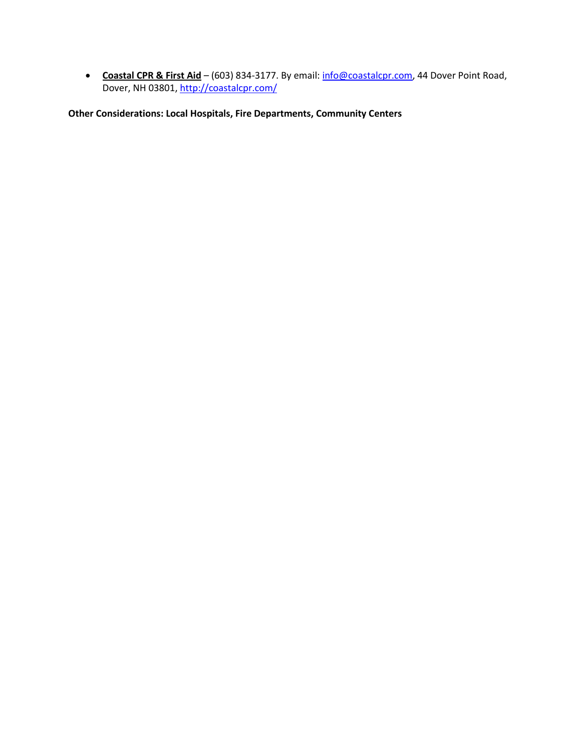- **Coastal CPR & First Aid** – (603) 834-3177. By email: info@coastalcpr.com, 44 Dover Point Road, Dover, NH 03801, http://coastalcpr.com/

**Other Considerations: Local Hospitals, Fire Departments, Community Centers**